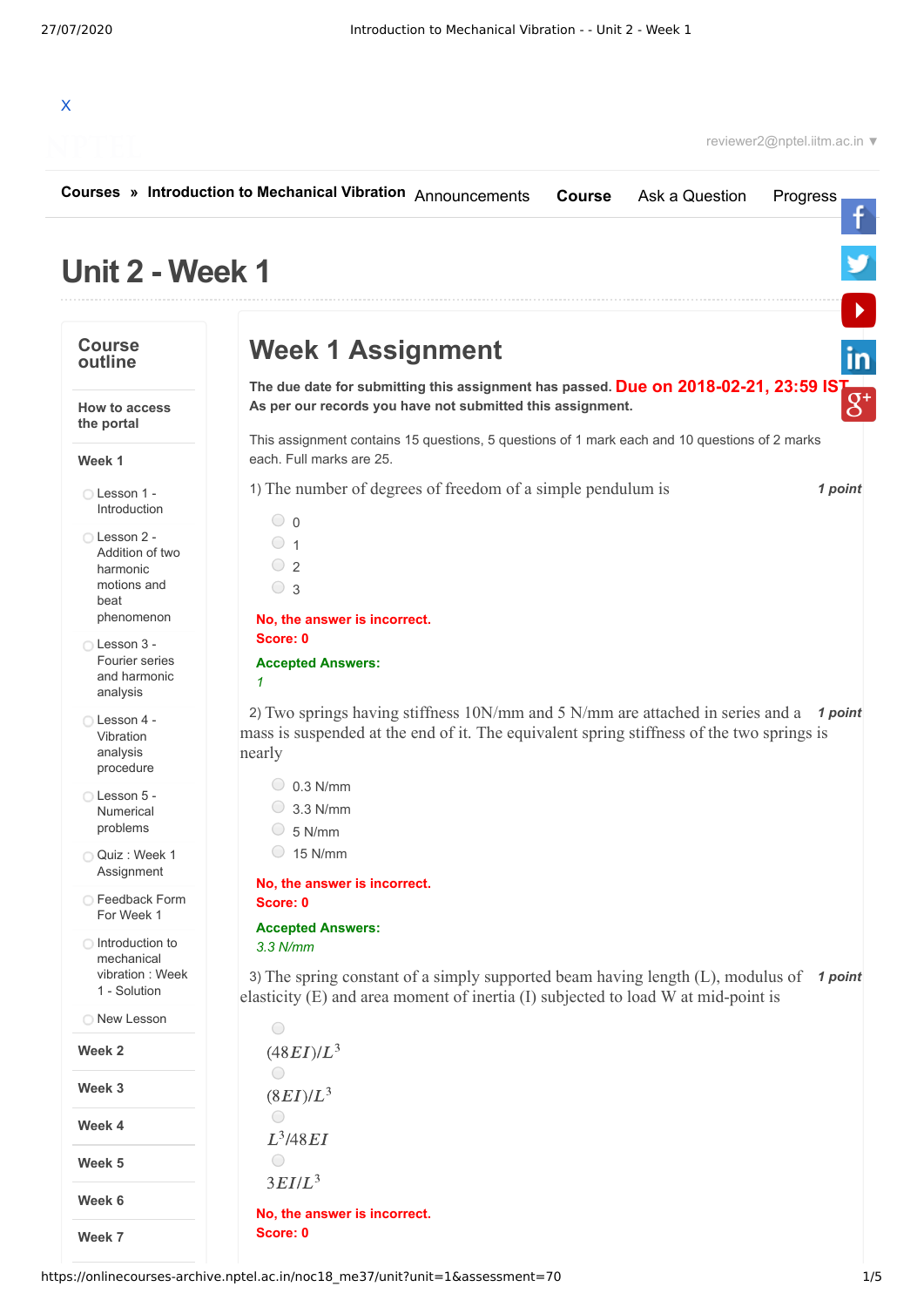X

reviewer2@nptel.iitm.ac.in ▼

**Courses** » **Introduction to Mechanical Vibration** Announcements **Course** Ask a Question Progress

# Unit 2 - Week 1

## Course outline

**How to access the portal**

**Week 1**

- Lesson 1 - Introduction
- Lesson 2 - Addition of two harmonic motions and beat phenomenon
- Lesson 3 - Fourier series and harmonic analysis
- Lesson 4 - Vibration analysis procedure
- Lesson 5 - Numerical problems
- Quiz : Week 1 Assignment
- Feedback Form For Week 1
- Introduction to mechanical vibration : Week 1 - Solution
- New Lesson

**Week 2**

**Week 3**

**Week 4**

**Week 5**

**Week 6**

**Week 7**

## Week 1 Assignment

**The due date for submitting this assignment has passed.** **Due on 2018-02-21, 23:59 IST.**
**As per our records you have not submitted this assignment.**

This assignment contains 15 questions, 5 questions of 1 mark each and 10 questions of 2 marks each. Full marks are 25.

1) The number of degrees of freedom of a simple pendulum is *1 point*

- 0
- 1
- 2
- 3

**No, the answer is incorrect.**
**Score: 0**

**Accepted Answers:**
*1*

2) Two springs having stiffness 10N/mm and 5 N/mm are attached in series and a mass is suspended at the end of it. The equivalent spring stiffness of the two springs is nearly *1 point*

- 0.3 N/mm
- 3.3 N/mm
- 5 N/mm
- 15 N/mm

**No, the answer is incorrect.**
**Score: 0**

**Accepted Answers:**
*3.3 N/mm*

3) The spring constant of a simply supported beam having length (L), modulus of elasticity (E) and area moment of inertia (I) subjected to load W at mid-point is *1 point*

- $(48EI)/L^3$
- $(8EI)/L^3$
- $L^3/48EI$
- $3EI/L^3$

**No, the answer is incorrect.**
**Score: 0**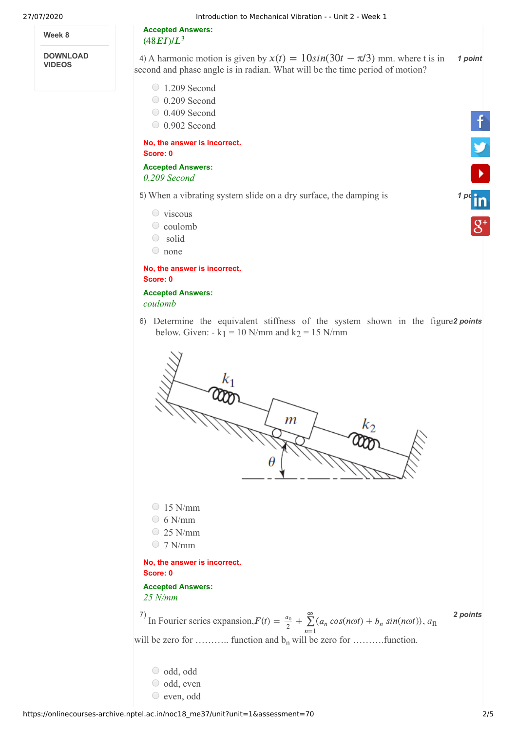Week 8

DOWNLOAD VIDEOS

**Accepted Answers:**
$(48EI)/L^3$

4) A harmonic motion is given by $x(t) = 10sin(30t - \pi/3)$ mm. where t is in second and phase angle is in radian. What will be the time period of motion? *1 point*

- 1.209 Second
- 0.209 Second
- 0.409 Second
- 0.902 Second

**No, the answer is incorrect.**
**Score: 0**

**Accepted Answers:**
*0.209 Second*

5) When a vibrating system slide on a dry surface, the damping is *1 point*

- viscous
- coulomb
- solid
- none

**No, the answer is incorrect.**
**Score: 0**

**Accepted Answers:**
*coulomb*

6) Determine the equivalent stiffness of the system shown in the figure below. Given: - $k_1$ = 10 N/mm and $k_2$ = 15 N/mm *2 points*

- 15 N/mm
- 6 N/mm
- 25 N/mm
- 7 N/mm

**No, the answer is incorrect.**
**Score: 0**

**Accepted Answers:**
*25 N/mm*

7) In Fourier series expansion, $F(t) = \frac{a_0}{2} + \sum_{n=1}^{\infty}(a_n\, cos(n\omega t) + b_n\, sin(n\omega t))$, $a_n$ will be zero for ……….. function and $b_n$ will be zero for ……….function. *2 points*

- odd, odd
- odd, even
- even, odd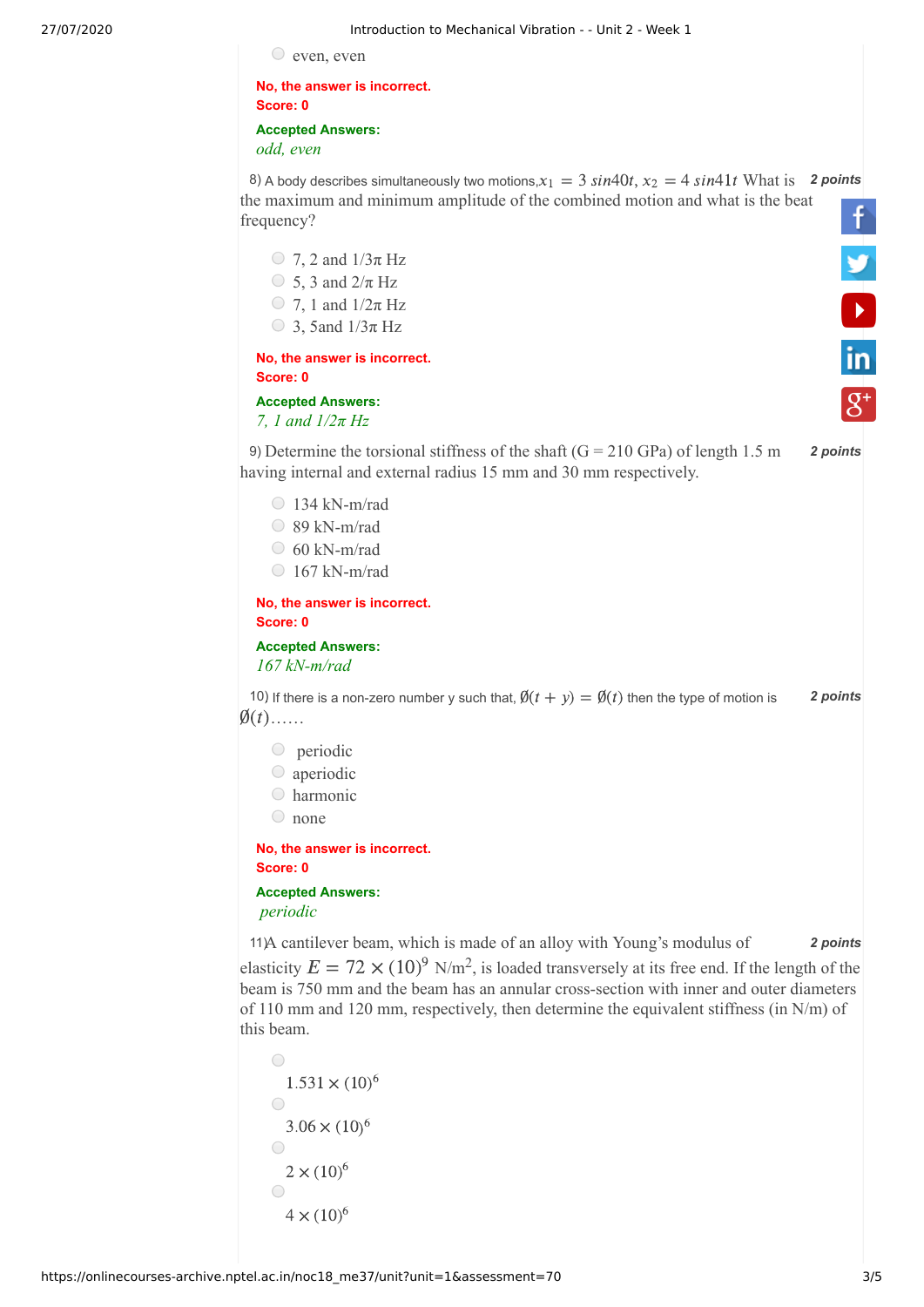- even, even

**No, the answer is incorrect.**
**Score: 0**

**Accepted Answers:**
*odd, even*

8) A body describes simultaneously two motions, $x_1 = 3\ sin40t$, $x_2 = 4\ sin41t$ What is the maximum and minimum amplitude of the combined motion and what is the beat frequency? **2 points**

- 7, 2 and 1/3π Hz
- 5, 3 and 2/π Hz
- 7, 1 and 1/2π Hz
- 3, 5and 1/3π Hz

**No, the answer is incorrect.**
**Score: 0**

**Accepted Answers:**
*7, 1 and 1/2π Hz*

9) Determine the torsional stiffness of the shaft (G = 210 GPa) of length 1.5 m having internal and external radius 15 mm and 30 mm respectively. **2 points**

- 134 kN-m/rad
- 89 kN-m/rad
- 60 kN-m/rad
- 167 kN-m/rad

**No, the answer is incorrect.**
**Score: 0**

**Accepted Answers:**
*167 kN-m/rad*

10) If there is a non-zero number y such that, $\emptyset(t + y) = \emptyset(t)$ then the type of motion is $\emptyset(t)$…… **2 points**

- periodic
- aperiodic
- harmonic
- none

**No, the answer is incorrect.**
**Score: 0**

**Accepted Answers:**
*periodic*

11) A cantilever beam, which is made of an alloy with Young's modulus of elasticity $E = 72 \times (10)^9$ N/m$^2$, is loaded transversely at its free end. If the length of the beam is 750 mm and the beam has an annular cross-section with inner and outer diameters of 110 mm and 120 mm, respectively, then determine the equivalent stiffness (in N/m) of this beam. **2 points**

- $1.531 \times (10)^6$
- $3.06 \times (10)^6$
- $2 \times (10)^6$
- $4 \times (10)^6$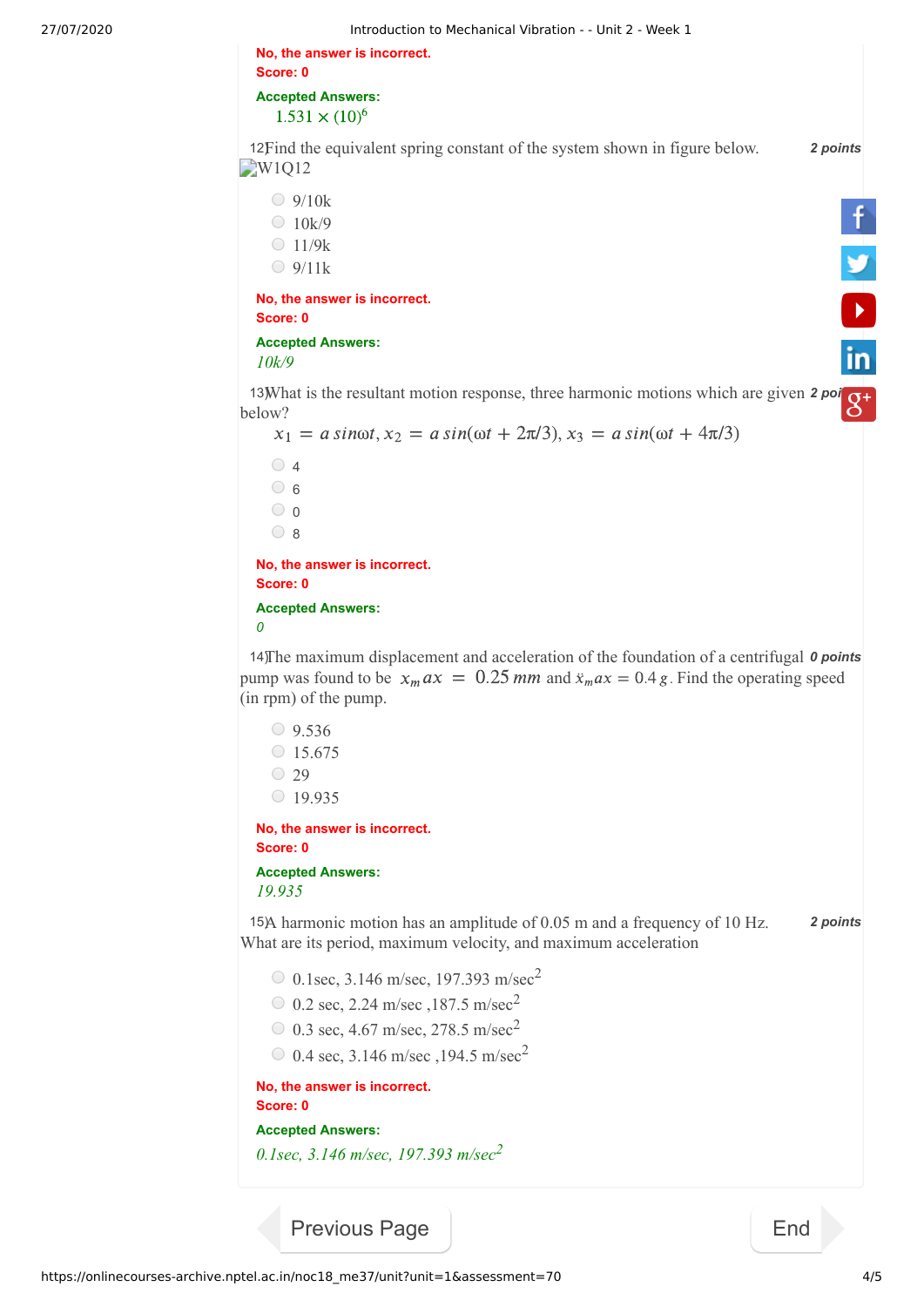No, the answer is incorrect.
Score: 0

**Accepted Answers:**
$1.531 \times (10)^6$

12) Find the equivalent spring constant of the system shown in figure below. *2 points*

W1Q12

- 9/10k
- 10k/9
- 11/9k
- 9/11k

No, the answer is incorrect.
Score: 0

**Accepted Answers:**
*10k/9*

13) What is the resultant motion response, three harmonic motions which are given below? *2 points*

$$x_1 = a\,sin\omega t,\, x_2 = a\,sin(\omega t + 2\pi/3),\, x_3 = a\,sin(\omega t + 4\pi/3)$$

- 4
- 6
- 0
- 8

No, the answer is incorrect.
Score: 0

**Accepted Answers:**
*0*

14) The maximum displacement and acceleration of the foundation of a centrifugal pump was found to be $x_max = 0.25\,mm$ and $\ddot{x}_max = 0.4\,g$. Find the operating speed (in rpm) of the pump. *0 points*

- 9.536
- 15.675
- 29
- 19.935

No, the answer is incorrect.
Score: 0

**Accepted Answers:**
*19.935*

15) A harmonic motion has an amplitude of 0.05 m and a frequency of 10 Hz. What are its period, maximum velocity, and maximum acceleration *2 points*

- 0.1sec, 3.146 m/sec, 197.393 m/sec$^2$
- 0.2 sec, 2.24 m/sec ,187.5 m/sec$^2$
- 0.3 sec, 4.67 m/sec, 278.5 m/sec$^2$
- 0.4 sec, 3.146 m/sec ,194.5 m/sec$^2$

No, the answer is incorrect.
Score: 0

**Accepted Answers:**
*0.1sec, 3.146 m/sec, 197.393 m/sec$^2$*

Previous Page | End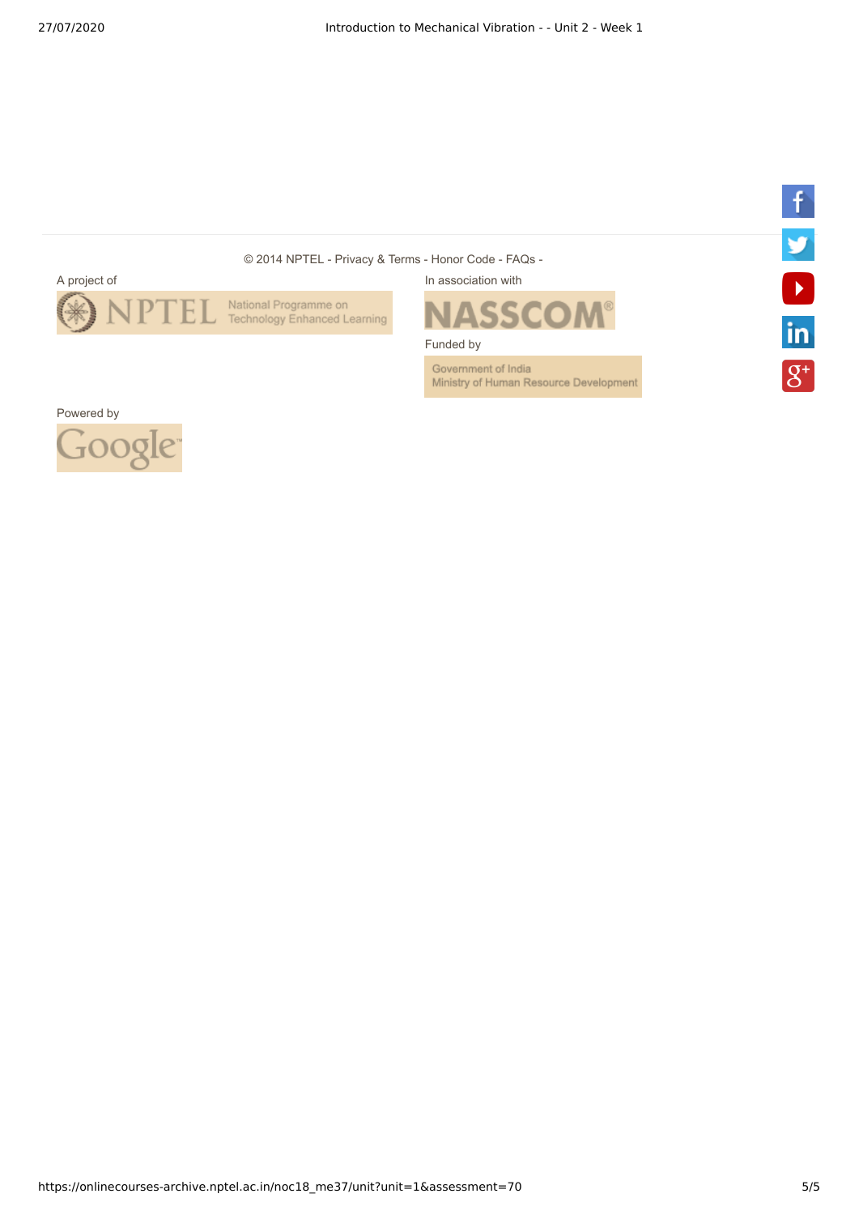© 2014 NPTEL - Privacy & Terms - Honor Code - FAQs -

A project of

NPTEL National Programme on Technology Enhanced Learning

In association with

NASSCOM®

Funded by

Government of India
Ministry of Human Resource Development

Powered by

Google